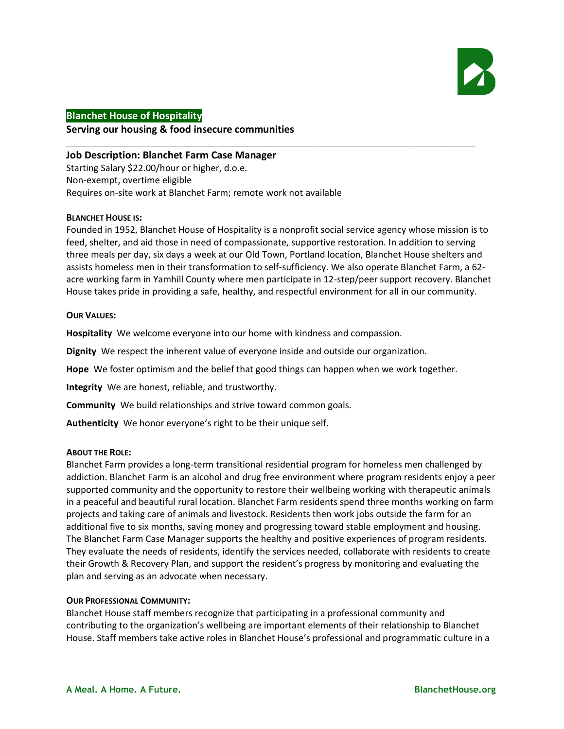**Blanchet House of Hospitality**

**Serving our housing & food insecure communities**

---

## Job Description: Blanchet Farm Case Manager

Starting Salary $22.00/hour or higher, d.o.e.
Non-exempt, overtime eligible
Requires on-site work at Blanchet Farm; remote work not available

### BLANCHET HOUSE IS:

Founded in 1952, Blanchet House of Hospitality is a nonprofit social service agency whose mission is to feed, shelter, and aid those in need of compassionate, supportive restoration. In addition to serving three meals per day, six days a week at our Old Town, Portland location, Blanchet House shelters and assists homeless men in their transformation to self-sufficiency. We also operate Blanchet Farm, a 62-acre working farm in Yamhill County where men participate in 12-step/peer support recovery. Blanchet House takes pride in providing a safe, healthy, and respectful environment for all in our community.

### OUR VALUES:

**Hospitality** We welcome everyone into our home with kindness and compassion.

**Dignity** We respect the inherent value of everyone inside and outside our organization.

**Hope** We foster optimism and the belief that good things can happen when we work together.

**Integrity** We are honest, reliable, and trustworthy.

**Community** We build relationships and strive toward common goals.

**Authenticity** We honor everyone's right to be their unique self.

### ABOUT THE ROLE:

Blanchet Farm provides a long-term transitional residential program for homeless men challenged by addiction. Blanchet Farm is an alcohol and drug free environment where program residents enjoy a peer supported community and the opportunity to restore their wellbeing working with therapeutic animals in a peaceful and beautiful rural location. Blanchet Farm residents spend three months working on farm projects and taking care of animals and livestock. Residents then work jobs outside the farm for an additional five to six months, saving money and progressing toward stable employment and housing. The Blanchet Farm Case Manager supports the healthy and positive experiences of program residents. They evaluate the needs of residents, identify the services needed, collaborate with residents to create their Growth & Recovery Plan, and support the resident's progress by monitoring and evaluating the plan and serving as an advocate when necessary.

### OUR PROFESSIONAL COMMUNITY:

Blanchet House staff members recognize that participating in a professional community and contributing to the organization's wellbeing are important elements of their relationship to Blanchet House. Staff members take active roles in Blanchet House's professional and programmatic culture in a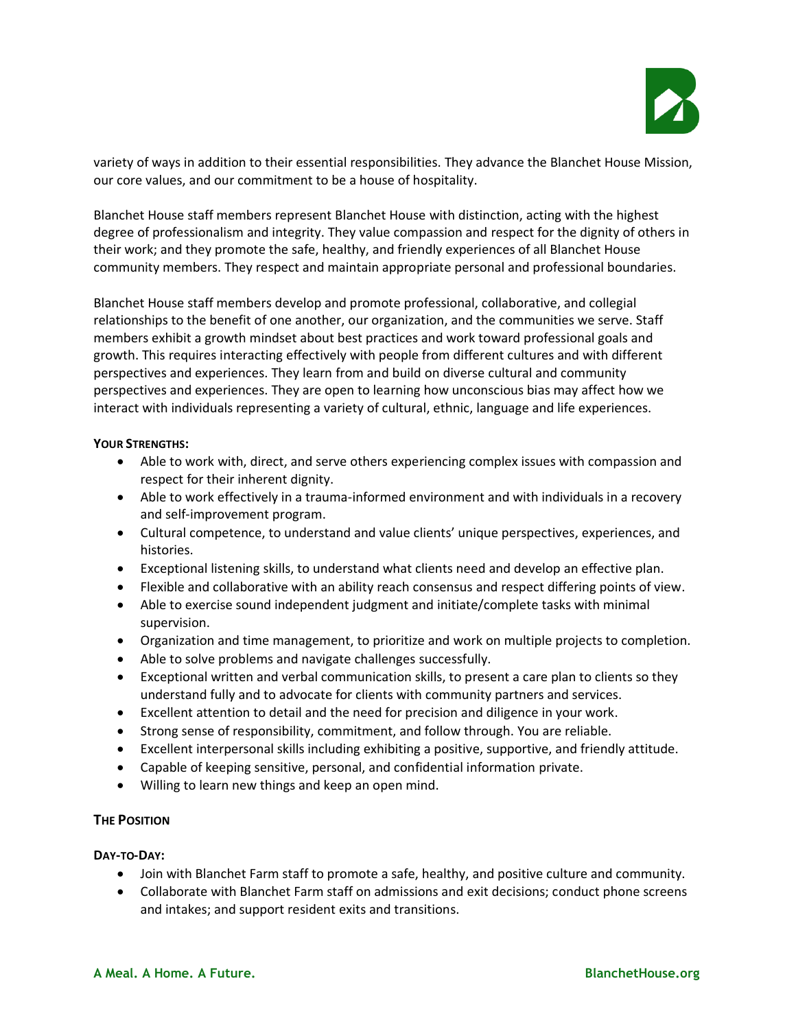variety of ways in addition to their essential responsibilities. They advance the Blanchet House Mission, our core values, and our commitment to be a house of hospitality.

Blanchet House staff members represent Blanchet House with distinction, acting with the highest degree of professionalism and integrity. They value compassion and respect for the dignity of others in their work; and they promote the safe, healthy, and friendly experiences of all Blanchet House community members. They respect and maintain appropriate personal and professional boundaries.

Blanchet House staff members develop and promote professional, collaborative, and collegial relationships to the benefit of one another, our organization, and the communities we serve. Staff members exhibit a growth mindset about best practices and work toward professional goals and growth. This requires interacting effectively with people from different cultures and with different perspectives and experiences. They learn from and build on diverse cultural and community perspectives and experiences. They are open to learning how unconscious bias may affect how we interact with individuals representing a variety of cultural, ethnic, language and life experiences.

**YOUR STRENGTHS:**

- Able to work with, direct, and serve others experiencing complex issues with compassion and respect for their inherent dignity.
- Able to work effectively in a trauma-informed environment and with individuals in a recovery and self-improvement program.
- Cultural competence, to understand and value clients' unique perspectives, experiences, and histories.
- Exceptional listening skills, to understand what clients need and develop an effective plan.
- Flexible and collaborative with an ability reach consensus and respect differing points of view.
- Able to exercise sound independent judgment and initiate/complete tasks with minimal supervision.
- Organization and time management, to prioritize and work on multiple projects to completion.
- Able to solve problems and navigate challenges successfully.
- Exceptional written and verbal communication skills, to present a care plan to clients so they understand fully and to advocate for clients with community partners and services.
- Excellent attention to detail and the need for precision and diligence in your work.
- Strong sense of responsibility, commitment, and follow through. You are reliable.
- Excellent interpersonal skills including exhibiting a positive, supportive, and friendly attitude.
- Capable of keeping sensitive, personal, and confidential information private.
- Willing to learn new things and keep an open mind.

**THE POSITION**

**DAY-TO-DAY:**

- Join with Blanchet Farm staff to promote a safe, healthy, and positive culture and community.
- Collaborate with Blanchet Farm staff on admissions and exit decisions; conduct phone screens and intakes; and support resident exits and transitions.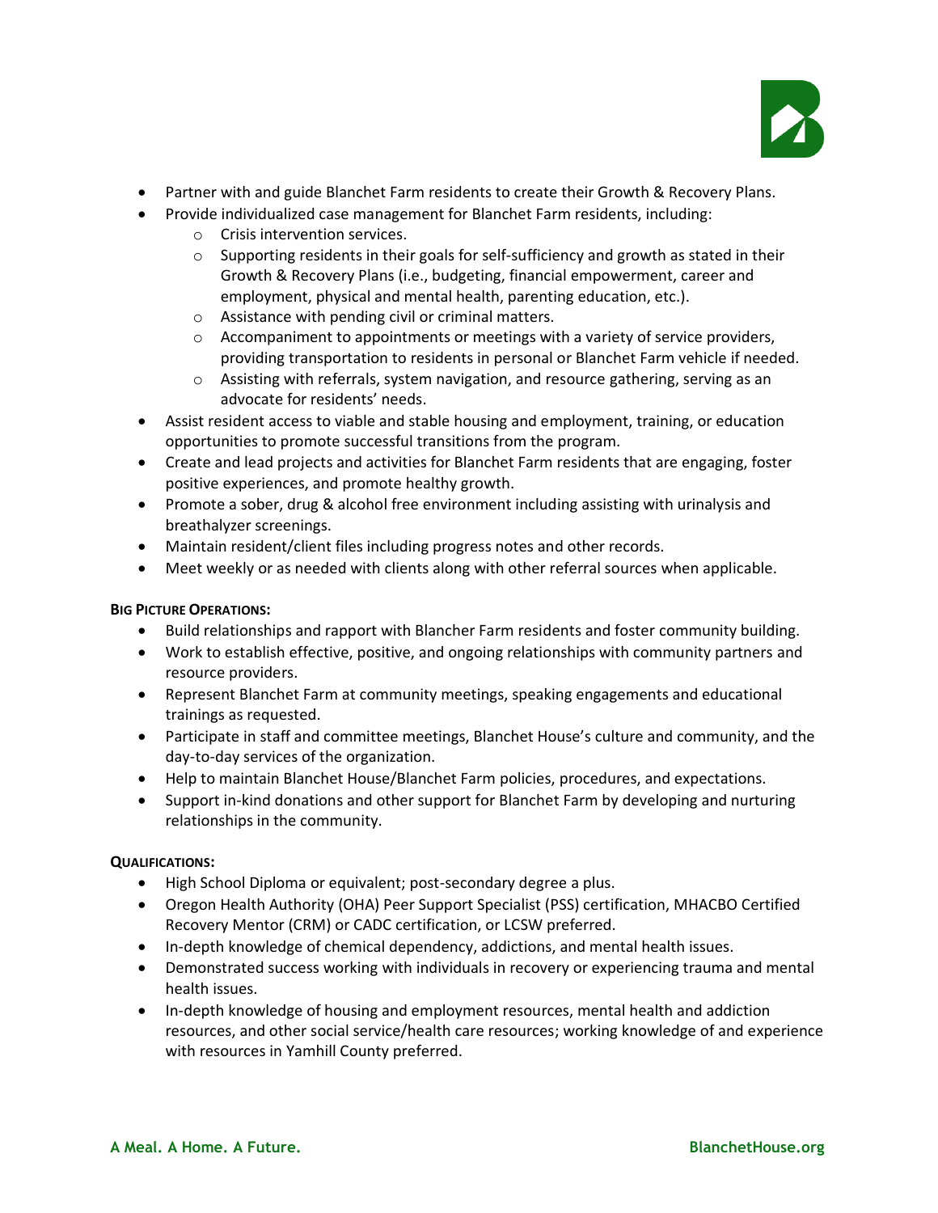- Partner with and guide Blanchet Farm residents to create their Growth & Recovery Plans.
- Provide individualized case management for Blanchet Farm residents, including:
  - Crisis intervention services.
  - Supporting residents in their goals for self-sufficiency and growth as stated in their Growth & Recovery Plans (i.e., budgeting, financial empowerment, career and employment, physical and mental health, parenting education, etc.).
  - Assistance with pending civil or criminal matters.
  - Accompaniment to appointments or meetings with a variety of service providers, providing transportation to residents in personal or Blanchet Farm vehicle if needed.
  - Assisting with referrals, system navigation, and resource gathering, serving as an advocate for residents' needs.
- Assist resident access to viable and stable housing and employment, training, or education opportunities to promote successful transitions from the program.
- Create and lead projects and activities for Blanchet Farm residents that are engaging, foster positive experiences, and promote healthy growth.
- Promote a sober, drug & alcohol free environment including assisting with urinalysis and breathalyzer screenings.
- Maintain resident/client files including progress notes and other records.
- Meet weekly or as needed with clients along with other referral sources when applicable.

**BIG PICTURE OPERATIONS:**

- Build relationships and rapport with Blancher Farm residents and foster community building.
- Work to establish effective, positive, and ongoing relationships with community partners and resource providers.
- Represent Blanchet Farm at community meetings, speaking engagements and educational trainings as requested.
- Participate in staff and committee meetings, Blanchet House's culture and community, and the day-to-day services of the organization.
- Help to maintain Blanchet House/Blanchet Farm policies, procedures, and expectations.
- Support in-kind donations and other support for Blanchet Farm by developing and nurturing relationships in the community.

**QUALIFICATIONS:**

- High School Diploma or equivalent; post-secondary degree a plus.
- Oregon Health Authority (OHA) Peer Support Specialist (PSS) certification, MHACBO Certified Recovery Mentor (CRM) or CADC certification, or LCSW preferred.
- In-depth knowledge of chemical dependency, addictions, and mental health issues.
- Demonstrated success working with individuals in recovery or experiencing trauma and mental health issues.
- In-depth knowledge of housing and employment resources, mental health and addiction resources, and other social service/health care resources; working knowledge of and experience with resources in Yamhill County preferred.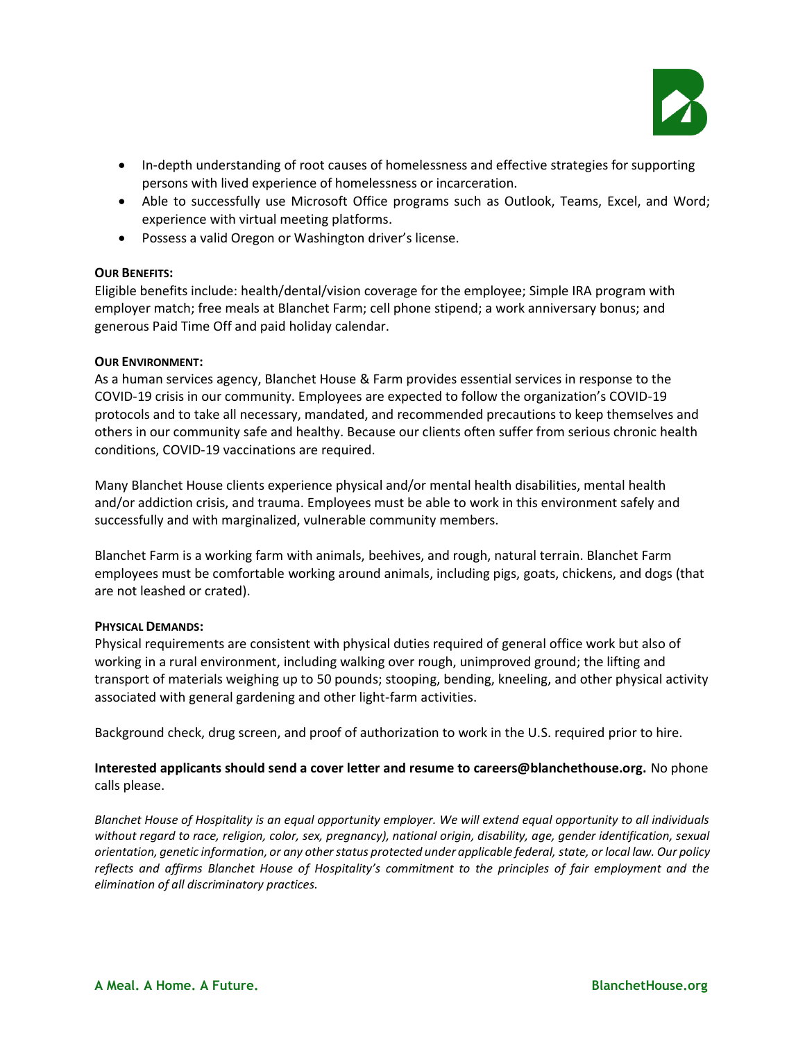- In-depth understanding of root causes of homelessness and effective strategies for supporting persons with lived experience of homelessness or incarceration.
- Able to successfully use Microsoft Office programs such as Outlook, Teams, Excel, and Word; experience with virtual meeting platforms.
- Possess a valid Oregon or Washington driver's license.

**OUR BENEFITS:**

Eligible benefits include: health/dental/vision coverage for the employee; Simple IRA program with employer match; free meals at Blanchet Farm; cell phone stipend; a work anniversary bonus; and generous Paid Time Off and paid holiday calendar.

**OUR ENVIRONMENT:**

As a human services agency, Blanchet House & Farm provides essential services in response to the COVID-19 crisis in our community. Employees are expected to follow the organization's COVID-19 protocols and to take all necessary, mandated, and recommended precautions to keep themselves and others in our community safe and healthy. Because our clients often suffer from serious chronic health conditions, COVID-19 vaccinations are required.

Many Blanchet House clients experience physical and/or mental health disabilities, mental health and/or addiction crisis, and trauma. Employees must be able to work in this environment safely and successfully and with marginalized, vulnerable community members.

Blanchet Farm is a working farm with animals, beehives, and rough, natural terrain. Blanchet Farm employees must be comfortable working around animals, including pigs, goats, chickens, and dogs (that are not leashed or crated).

**PHYSICAL DEMANDS:**

Physical requirements are consistent with physical duties required of general office work but also of working in a rural environment, including walking over rough, unimproved ground; the lifting and transport of materials weighing up to 50 pounds; stooping, bending, kneeling, and other physical activity associated with general gardening and other light-farm activities.

Background check, drug screen, and proof of authorization to work in the U.S. required prior to hire.

**Interested applicants should send a cover letter and resume to careers@blanchethouse.org.** No phone calls please.

*Blanchet House of Hospitality is an equal opportunity employer. We will extend equal opportunity to all individuals without regard to race, religion, color, sex, pregnancy), national origin, disability, age, gender identification, sexual orientation, genetic information, or any other status protected under applicable federal, state, or local law. Our policy reflects and affirms Blanchet House of Hospitality's commitment to the principles of fair employment and the elimination of all discriminatory practices.*